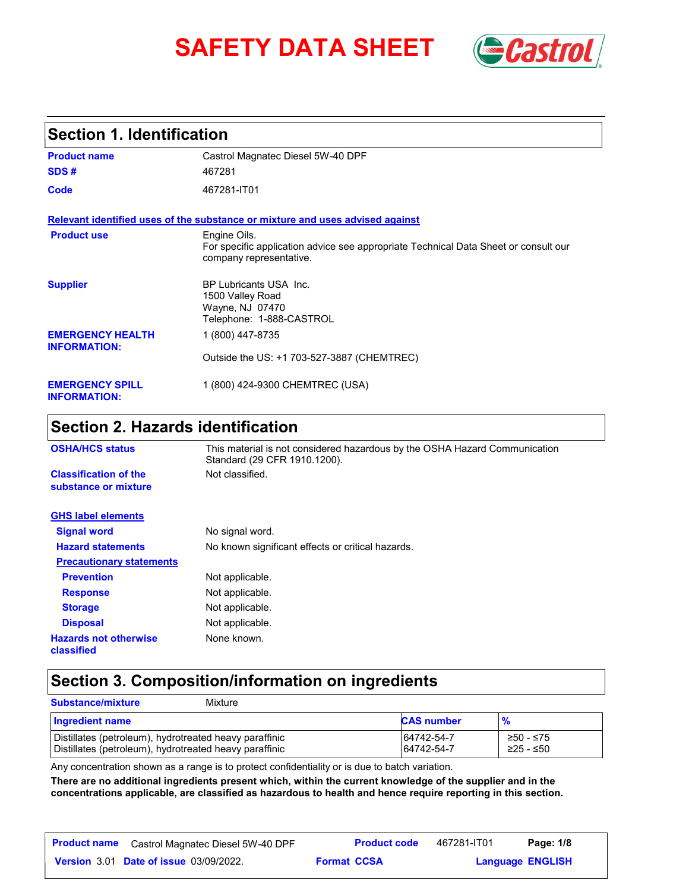# SAFETY DATA SHEET

## Section 1. Identification

| | |
|---|---|
| **Product name** | Castrol Magnatec Diesel 5W-40 DPF |
| **SDS #** | 467281 |
| **Code** | 467281-IT01 |

**Relevant identified uses of the substance or mixture and uses advised against**

| | |
|---|---|
| **Product use** | Engine Oils. For specific application advice see appropriate Technical Data Sheet or consult our company representative. |
| **Supplier** | BP Lubricants USA Inc. 1500 Valley Road Wayne, NJ 07470 Telephone: 1-888-CASTROL |
| **EMERGENCY HEALTH INFORMATION:** | 1 (800) 447-8735<br>Outside the US: +1 703-527-3887 (CHEMTREC) |
| **EMERGENCY SPILL INFORMATION:** | 1 (800) 424-9300 CHEMTREC (USA) |

## Section 2. Hazards identification

| | |
|---|---|
| **OSHA/HCS status** | This material is not considered hazardous by the OSHA Hazard Communication Standard (29 CFR 1910.1200). |
| **Classification of the substance or mixture** | Not classified. |

**GHS label elements**

| | |
|---|---|
| **Signal word** | No signal word. |
| **Hazard statements** | No known significant effects or critical hazards. |

**Precautionary statements**

| | |
|---|---|
| **Prevention** | Not applicable. |
| **Response** | Not applicable. |
| **Storage** | Not applicable. |
| **Disposal** | Not applicable. |
| **Hazards not otherwise classified** | None known. |

## Section 3. Composition/information on ingredients

**Substance/mixture** Mixture

| Ingredient name | CAS number | % |
|---|---|---|
| Distillates (petroleum), hydrotreated heavy paraffinic | 64742-54-7 | ≥50 - ≤75 |
| Distillates (petroleum), hydrotreated heavy paraffinic | 64742-54-7 | ≥25 - ≤50 |

Any concentration shown as a range is to protect confidentiality or is due to batch variation.

**There are no additional ingredients present which, within the current knowledge of the supplier and in the concentrations applicable, are classified as hazardous to health and hence require reporting in this section.**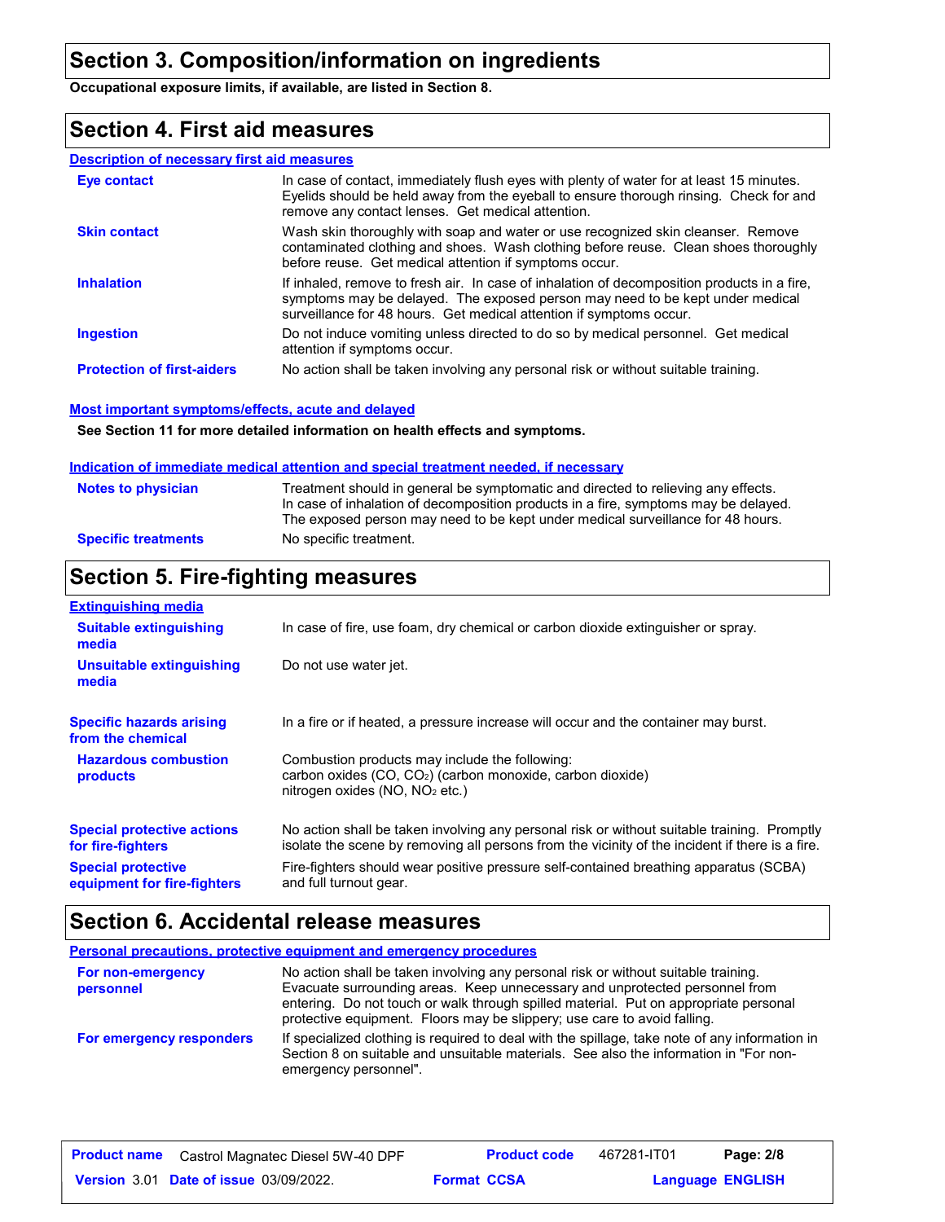## Section 3. Composition/information on ingredients

**Occupational exposure limits, if available, are listed in Section 8.**

## Section 4. First aid measures

### Description of necessary first aid measures

**Eye contact**: In case of contact, immediately flush eyes with plenty of water for at least 15 minutes. Eyelids should be held away from the eyeball to ensure thorough rinsing. Check for and remove any contact lenses. Get medical attention.

**Skin contact**: Wash skin thoroughly with soap and water or use recognized skin cleanser. Remove contaminated clothing and shoes. Wash clothing before reuse. Clean shoes thoroughly before reuse. Get medical attention if symptoms occur.

**Inhalation**: If inhaled, remove to fresh air. In case of inhalation of decomposition products in a fire, symptoms may be delayed. The exposed person may need to be kept under medical surveillance for 48 hours. Get medical attention if symptoms occur.

**Ingestion**: Do not induce vomiting unless directed to do so by medical personnel. Get medical attention if symptoms occur.

**Protection of first-aiders**: No action shall be taken involving any personal risk or without suitable training.

### Most important symptoms/effects, acute and delayed

**See Section 11 for more detailed information on health effects and symptoms.**

### Indication of immediate medical attention and special treatment needed, if necessary

**Notes to physician**: Treatment should in general be symptomatic and directed to relieving any effects. In case of inhalation of decomposition products in a fire, symptoms may be delayed. The exposed person may need to be kept under medical surveillance for 48 hours.

**Specific treatments**: No specific treatment.

## Section 5. Fire-fighting measures

### Extinguishing media

**Suitable extinguishing media**: In case of fire, use foam, dry chemical or carbon dioxide extinguisher or spray.

**Unsuitable extinguishing media**: Do not use water jet.

**Specific hazards arising from the chemical**: In a fire or if heated, a pressure increase will occur and the container may burst.

**Hazardous combustion products**: Combustion products may include the following:
carbon oxides ($CO$, $CO_2$) (carbon monoxide, carbon dioxide)
nitrogen oxides ($NO$, $NO_2$ etc.)

**Special protective actions for fire-fighters**: No action shall be taken involving any personal risk or without suitable training. Promptly isolate the scene by removing all persons from the vicinity of the incident if there is a fire.

**Special protective equipment for fire-fighters**: Fire-fighters should wear positive pressure self-contained breathing apparatus (SCBA) and full turnout gear.

## Section 6. Accidental release measures

### Personal precautions, protective equipment and emergency procedures

**For non-emergency personnel**: No action shall be taken involving any personal risk or without suitable training. Evacuate surrounding areas. Keep unnecessary and unprotected personnel from entering. Do not touch or walk through spilled material. Put on appropriate personal protective equipment. Floors may be slippery; use care to avoid falling.

**For emergency responders**: If specialized clothing is required to deal with the spillage, take note of any information in Section 8 on suitable and unsuitable materials. See also the information in "For non-emergency personnel".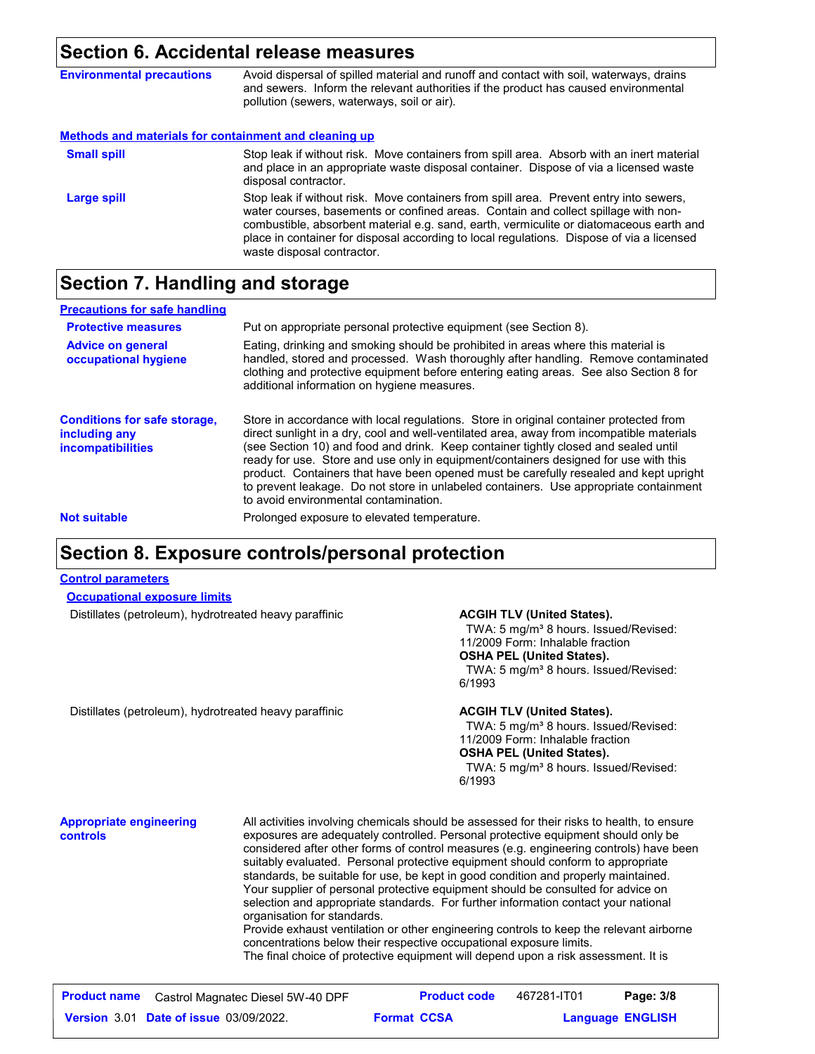## Section 6. Accidental release measures

**Environmental precautions**

Avoid dispersal of spilled material and runoff and contact with soil, waterways, drains and sewers. Inform the relevant authorities if the product has caused environmental pollution (sewers, waterways, soil or air).

### Methods and materials for containment and cleaning up

**Small spill**

Stop leak if without risk. Move containers from spill area. Absorb with an inert material and place in an appropriate waste disposal container. Dispose of via a licensed waste disposal contractor.

**Large spill**

Stop leak if without risk. Move containers from spill area. Prevent entry into sewers, water courses, basements or confined areas. Contain and collect spillage with non-combustible, absorbent material e.g. sand, earth, vermiculite or diatomaceous earth and place in container for disposal according to local regulations. Dispose of via a licensed waste disposal contractor.

## Section 7. Handling and storage

### Precautions for safe handling

**Protective measures**

Put on appropriate personal protective equipment (see Section 8).

**Advice on general occupational hygiene**

Eating, drinking and smoking should be prohibited in areas where this material is handled, stored and processed. Wash thoroughly after handling. Remove contaminated clothing and protective equipment before entering eating areas. See also Section 8 for additional information on hygiene measures.

**Conditions for safe storage, including any incompatibilities**

Store in accordance with local regulations. Store in original container protected from direct sunlight in a dry, cool and well-ventilated area, away from incompatible materials (see Section 10) and food and drink. Keep container tightly closed and sealed until ready for use. Store and use only in equipment/containers designed for use with this product. Containers that have been opened must be carefully resealed and kept upright to prevent leakage. Do not store in unlabeled containers. Use appropriate containment to avoid environmental contamination.

**Not suitable**

Prolonged exposure to elevated temperature.

## Section 8. Exposure controls/personal protection

### Control parameters

#### Occupational exposure limits

| Ingredient | Exposure limits |
|---|---|
| Distillates (petroleum), hydrotreated heavy paraffinic | **ACGIH TLV (United States).** TWA: 5 mg/m³ 8 hours. Issued/Revised: 11/2009 Form: Inhalable fraction **OSHA PEL (United States).** TWA: 5 mg/m³ 8 hours. Issued/Revised: 6/1993 |
| Distillates (petroleum), hydrotreated heavy paraffinic | **ACGIH TLV (United States).** TWA: 5 mg/m³ 8 hours. Issued/Revised: 11/2009 Form: Inhalable fraction **OSHA PEL (United States).** TWA: 5 mg/m³ 8 hours. Issued/Revised: 6/1993 |

**Appropriate engineering controls**

All activities involving chemicals should be assessed for their risks to health, to ensure exposures are adequately controlled. Personal protective equipment should only be considered after other forms of control measures (e.g. engineering controls) have been suitably evaluated. Personal protective equipment should conform to appropriate standards, be suitable for use, be kept in good condition and properly maintained. Your supplier of personal protective equipment should be consulted for advice on selection and appropriate standards. For further information contact your national organisation for standards.
Provide exhaust ventilation or other engineering controls to keep the relevant airborne concentrations below their respective occupational exposure limits.
The final choice of protective equipment will depend upon a risk assessment. It is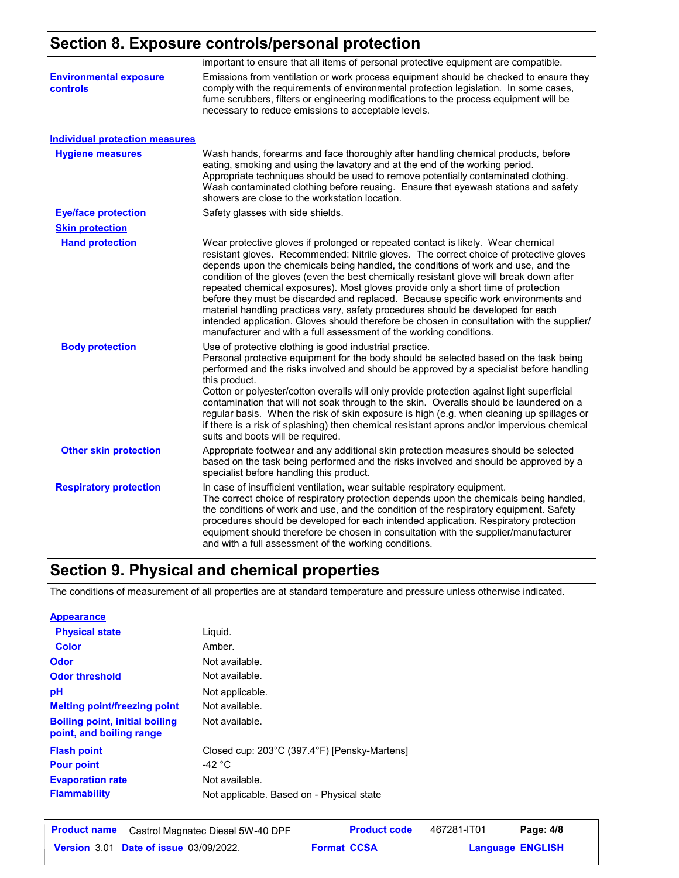## Section 8. Exposure controls/personal protection

important to ensure that all items of personal protective equipment are compatible.

**Environmental exposure controls**
Emissions from ventilation or work process equipment should be checked to ensure they comply with the requirements of environmental protection legislation. In some cases, fume scrubbers, filters or engineering modifications to the process equipment will be necessary to reduce emissions to acceptable levels.

### Individual protection measures

**Hygiene measures**
Wash hands, forearms and face thoroughly after handling chemical products, before eating, smoking and using the lavatory and at the end of the working period. Appropriate techniques should be used to remove potentially contaminated clothing. Wash contaminated clothing before reusing. Ensure that eyewash stations and safety showers are close to the workstation location.

**Eye/face protection**
Safety glasses with side shields.

**Skin protection**

**Hand protection**
Wear protective gloves if prolonged or repeated contact is likely. Wear chemical resistant gloves. Recommended: Nitrile gloves. The correct choice of protective gloves depends upon the chemicals being handled, the conditions of work and use, and the condition of the gloves (even the best chemically resistant glove will break down after repeated chemical exposures). Most gloves provide only a short time of protection before they must be discarded and replaced. Because specific work environments and material handling practices vary, safety procedures should be developed for each intended application. Gloves should therefore be chosen in consultation with the supplier/manufacturer and with a full assessment of the working conditions.

**Body protection**
Use of protective clothing is good industrial practice.
Personal protective equipment for the body should be selected based on the task being performed and the risks involved and should be approved by a specialist before handling this product.
Cotton or polyester/cotton overalls will only provide protection against light superficial contamination that will not soak through to the skin. Overalls should be laundered on a regular basis. When the risk of skin exposure is high (e.g. when cleaning up spillages or if there is a risk of splashing) then chemical resistant aprons and/or impervious chemical suits and boots will be required.

**Other skin protection**
Appropriate footwear and any additional skin protection measures should be selected based on the task being performed and the risks involved and should be approved by a specialist before handling this product.

**Respiratory protection**
In case of insufficient ventilation, wear suitable respiratory equipment.
The correct choice of respiratory protection depends upon the chemicals being handled, the conditions of work and use, and the condition of the respiratory equipment. Safety procedures should be developed for each intended application. Respiratory protection equipment should therefore be chosen in consultation with the supplier/manufacturer and with a full assessment of the working conditions.

## Section 9. Physical and chemical properties

The conditions of measurement of all properties are at standard temperature and pressure unless otherwise indicated.

**Appearance**

| Property | Value |
|---|---|
| Physical state | Liquid. |
| Color | Amber. |
| Odor | Not available. |
| Odor threshold | Not available. |
| pH | Not applicable. |
| Melting point/freezing point | Not available. |
| Boiling point, initial boiling point, and boiling range | Not available. |
| Flash point | Closed cup: 203°C (397.4°F) [Pensky-Martens] |
| Pour point | -42 °C |
| Evaporation rate | Not available. |
| Flammability | Not applicable. Based on - Physical state |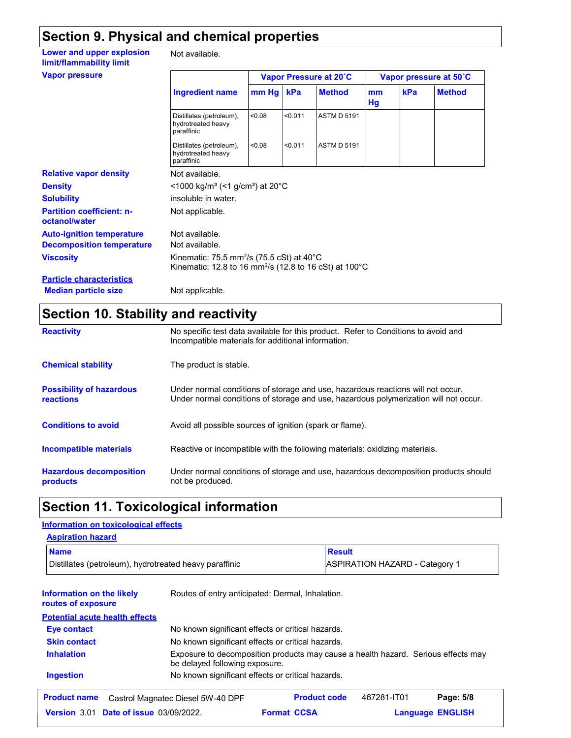## Section 9. Physical and chemical properties

**Lower and upper explosion limit/flammability limit**: Not available.

**Vapor pressure**

| Ingredient name | Vapor Pressure at 20˚C | | | Vapor pressure at 50˚C | | |
|---|---|---|---|---|---|---|
| | mm Hg | kPa | Method | mm Hg | kPa | Method |
| Distillates (petroleum), hydrotreated heavy paraffinic | <0.08 | <0.011 | ASTM D 5191 | | | |
| Distillates (petroleum), hydrotreated heavy paraffinic | <0.08 | <0.011 | ASTM D 5191 | | | |

**Relative vapor density**: Not available.

**Density**: <1000 kg/m³ (<1 g/cm³) at 20°C

**Solubility**: insoluble in water.

**Partition coefficient: n-octanol/water**: Not applicable.

**Auto-ignition temperature**: Not available.

**Decomposition temperature**: Not available.

**Viscosity**: Kinematic: 75.5 mm²/s (75.5 cSt) at 40°C
Kinematic: 12.8 to 16 mm²/s (12.8 to 16 cSt) at 100°C

**Particle characteristics**

**Median particle size**: Not applicable.

## Section 10. Stability and reactivity

**Reactivity**: No specific test data available for this product. Refer to Conditions to avoid and Incompatible materials for additional information.

**Chemical stability**: The product is stable.

**Possibility of hazardous reactions**: Under normal conditions of storage and use, hazardous reactions will not occur. Under normal conditions of storage and use, hazardous polymerization will not occur.

**Conditions to avoid**: Avoid all possible sources of ignition (spark or flame).

**Incompatible materials**: Reactive or incompatible with the following materials: oxidizing materials.

**Hazardous decomposition products**: Under normal conditions of storage and use, hazardous decomposition products should not be produced.

## Section 11. Toxicological information

**Information on toxicological effects**

**Aspiration hazard**

| Name | Result |
|---|---|
| Distillates (petroleum), hydrotreated heavy paraffinic | ASPIRATION HAZARD - Category 1 |

**Information on the likely routes of exposure**: Routes of entry anticipated: Dermal, Inhalation.

**Potential acute health effects**

**Eye contact**: No known significant effects or critical hazards.

**Skin contact**: No known significant effects or critical hazards.

**Inhalation**: Exposure to decomposition products may cause a health hazard. Serious effects may be delayed following exposure.

**Ingestion**: No known significant effects or critical hazards.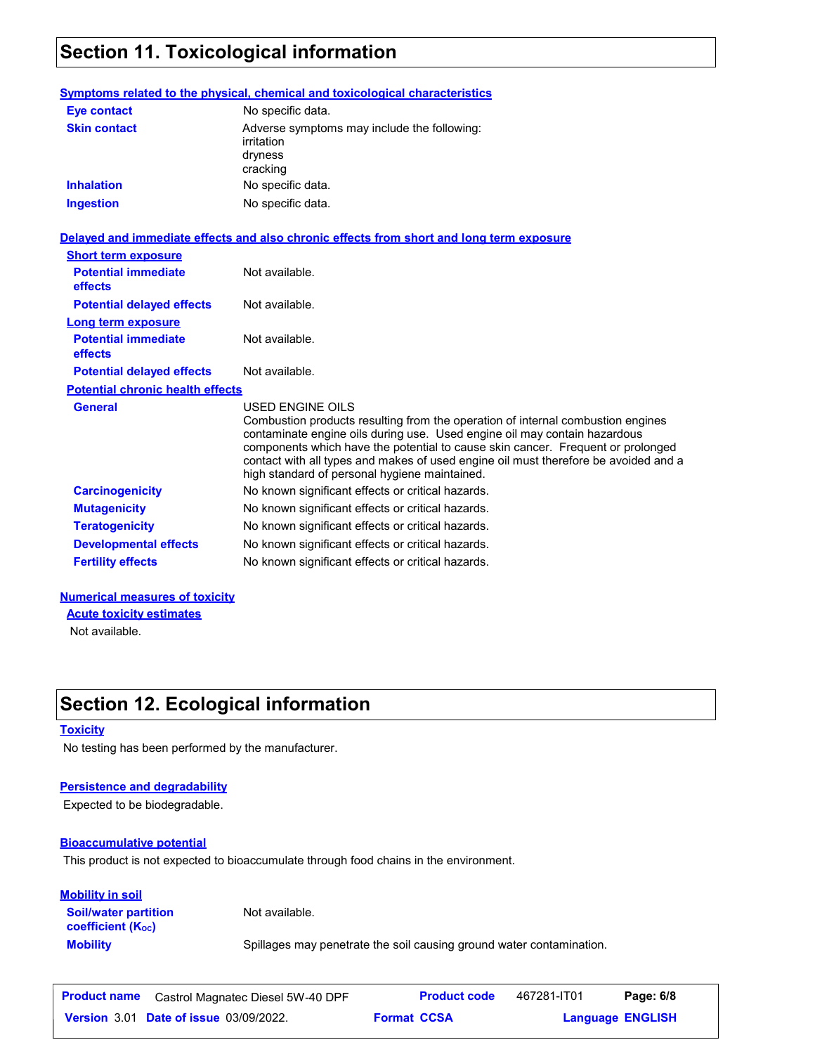## Section 11. Toxicological information

**Symptoms related to the physical, chemical and toxicological characteristics**

| | |
|---|---|
| **Eye contact** | No specific data. |
| **Skin contact** | Adverse symptoms may include the following: irritation dryness cracking |
| **Inhalation** | No specific data. |
| **Ingestion** | No specific data. |

**Delayed and immediate effects and also chronic effects from short and long term exposure**

**Short term exposure**

| | |
|---|---|
| **Potential immediate effects** | Not available. |
| **Potential delayed effects** | Not available. |

**Long term exposure**

| | |
|---|---|
| **Potential immediate effects** | Not available. |
| **Potential delayed effects** | Not available. |

**Potential chronic health effects**

| | |
|---|---|
| **General** | USED ENGINE OILS Combustion products resulting from the operation of internal combustion engines contaminate engine oils during use. Used engine oil may contain hazardous components which have the potential to cause skin cancer. Frequent or prolonged contact with all types and makes of used engine oil must therefore be avoided and a high standard of personal hygiene maintained. |
| **Carcinogenicity** | No known significant effects or critical hazards. |
| **Mutagenicity** | No known significant effects or critical hazards. |
| **Teratogenicity** | No known significant effects or critical hazards. |
| **Developmental effects** | No known significant effects or critical hazards. |
| **Fertility effects** | No known significant effects or critical hazards. |

**Numerical measures of toxicity**

**Acute toxicity estimates**

Not available.

## Section 12. Ecological information

**Toxicity**

No testing has been performed by the manufacturer.

**Persistence and degradability**

Expected to be biodegradable.

**Bioaccumulative potential**

This product is not expected to bioaccumulate through food chains in the environment.

**Mobility in soil**

| | |
|---|---|
| **Soil/water partition coefficient ($K_{OC}$)** | Not available. |
| **Mobility** | Spillages may penetrate the soil causing ground water contamination. |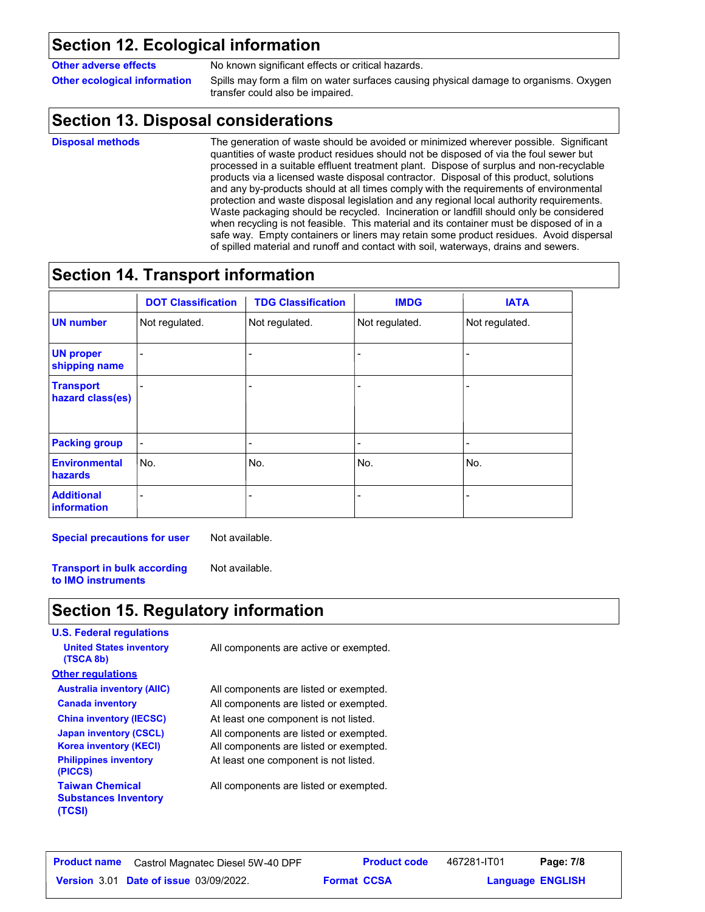## Section 12. Ecological information

**Other adverse effects**: No known significant effects or critical hazards.

**Other ecological information**: Spills may form a film on water surfaces causing physical damage to organisms. Oxygen transfer could also be impaired.

## Section 13. Disposal considerations

**Disposal methods**: The generation of waste should be avoided or minimized wherever possible. Significant quantities of waste product residues should not be disposed of via the foul sewer but processed in a suitable effluent treatment plant. Dispose of surplus and non-recyclable products via a licensed waste disposal contractor. Disposal of this product, solutions and any by-products should at all times comply with the requirements of environmental protection and waste disposal legislation and any regional local authority requirements. Waste packaging should be recycled. Incineration or landfill should only be considered when recycling is not feasible. This material and its container must be disposed of in a safe way. Empty containers or liners may retain some product residues. Avoid dispersal of spilled material and runoff and contact with soil, waterways, drains and sewers.

## Section 14. Transport information

| | DOT Classification | TDG Classification | IMDG | IATA |
|---|---|---|---|---|
| **UN number** | Not regulated. | Not regulated. | Not regulated. | Not regulated. |
| **UN proper shipping name** | - | - | - | - |
| **Transport hazard class(es)** | - | - | - | - |
| **Packing group** | - | - | - | - |
| **Environmental hazards** | No. | No. | No. | No. |
| **Additional information** | - | - | - | - |

**Special precautions for user**: Not available.

**Transport in bulk according to IMO instruments**: Not available.

## Section 15. Regulatory information

**U.S. Federal regulations**

**United States inventory (TSCA 8b)**: All components are active or exempted.

**Other regulations**

**Australia inventory (AIIC)**: All components are listed or exempted.

**Canada inventory**: All components are listed or exempted.

**China inventory (IECSC)**: At least one component is not listed.

**Japan inventory (CSCL)**: All components are listed or exempted.

**Korea inventory (KECI)**: All components are listed or exempted.

**Philippines inventory (PICCS)**: At least one component is not listed.

**Taiwan Chemical Substances Inventory (TCSI)**: All components are listed or exempted.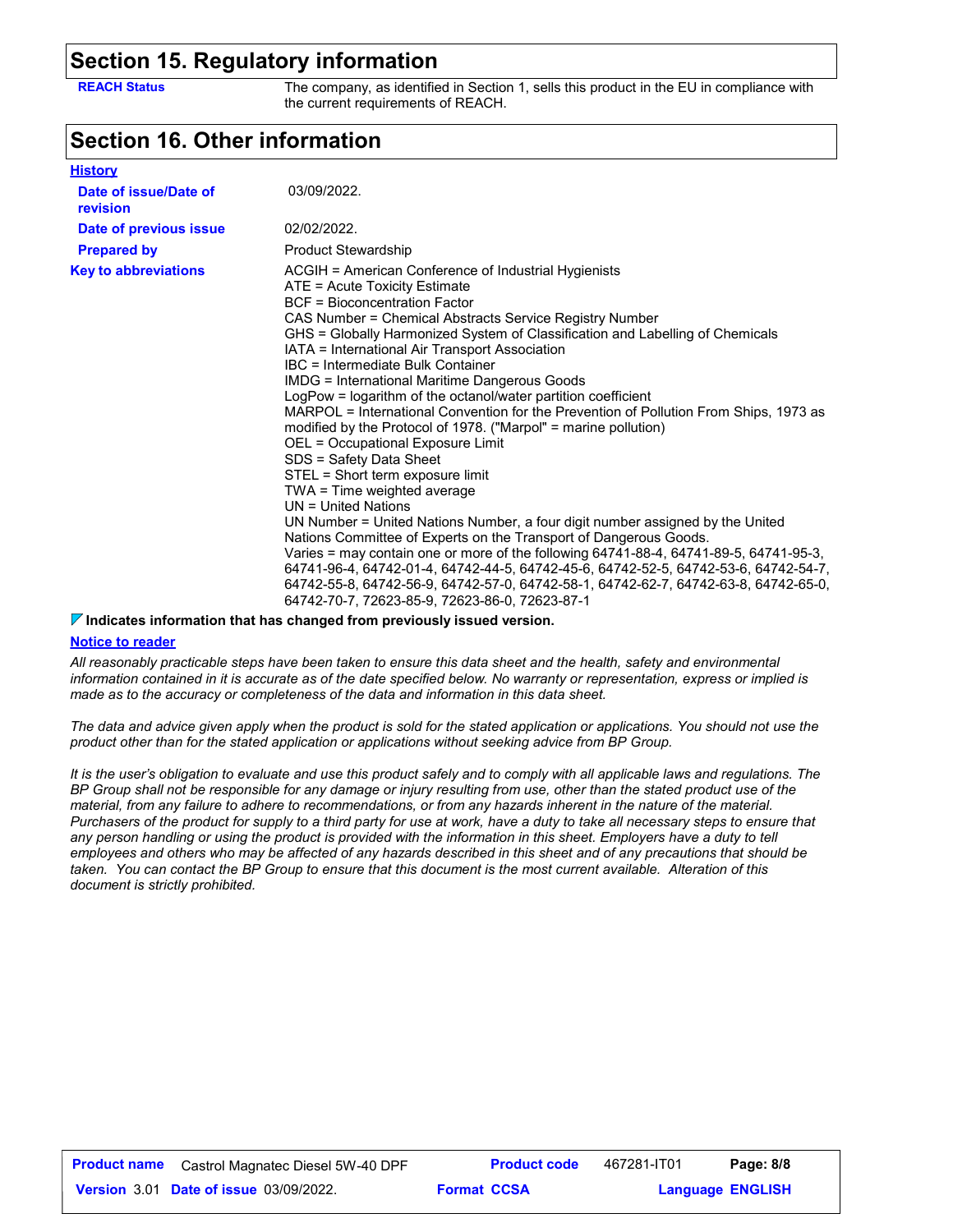## Section 15. Regulatory information

**REACH Status** The company, as identified in Section 1, sells this product in the EU in compliance with the current requirements of REACH.

## Section 16. Other information

**History**

**Date of issue/Date of revision** 03/09/2022.

**Date of previous issue** 02/02/2022.

**Prepared by** Product Stewardship

**Key to abbreviations**

ACGIH = American Conference of Industrial Hygienists
ATE = Acute Toxicity Estimate
BCF = Bioconcentration Factor
CAS Number = Chemical Abstracts Service Registry Number
GHS = Globally Harmonized System of Classification and Labelling of Chemicals
IATA = International Air Transport Association
IBC = Intermediate Bulk Container
IMDG = International Maritime Dangerous Goods
LogPow = logarithm of the octanol/water partition coefficient
MARPOL = International Convention for the Prevention of Pollution From Ships, 1973 as modified by the Protocol of 1978. ("Marpol" = marine pollution)
OEL = Occupational Exposure Limit
SDS = Safety Data Sheet
STEL = Short term exposure limit
TWA = Time weighted average
UN = United Nations
UN Number = United Nations Number, a four digit number assigned by the United Nations Committee of Experts on the Transport of Dangerous Goods.
Varies = may contain one or more of the following 64741-88-4, 64741-89-5, 64741-95-3, 64741-96-4, 64742-01-4, 64742-44-5, 64742-45-6, 64742-52-5, 64742-53-6, 64742-54-7, 64742-55-8, 64742-56-9, 64742-57-0, 64742-58-1, 64742-62-7, 64742-63-8, 64742-65-0, 64742-70-7, 72623-85-9, 72623-86-0, 72623-87-1

**Indicates information that has changed from previously issued version.**

**Notice to reader**

*All reasonably practicable steps have been taken to ensure this data sheet and the health, safety and environmental information contained in it is accurate as of the date specified below. No warranty or representation, express or implied is made as to the accuracy or completeness of the data and information in this data sheet.*

*The data and advice given apply when the product is sold for the stated application or applications. You should not use the product other than for the stated application or applications without seeking advice from BP Group.*

*It is the user's obligation to evaluate and use this product safely and to comply with all applicable laws and regulations. The BP Group shall not be responsible for any damage or injury resulting from use, other than the stated product use of the material, from any failure to adhere to recommendations, or from any hazards inherent in the nature of the material. Purchasers of the product for supply to a third party for use at work, have a duty to take all necessary steps to ensure that any person handling or using the product is provided with the information in this sheet. Employers have a duty to tell employees and others who may be affected of any hazards described in this sheet and of any precautions that should be taken. You can contact the BP Group to ensure that this document is the most current available. Alteration of this document is strictly prohibited.*